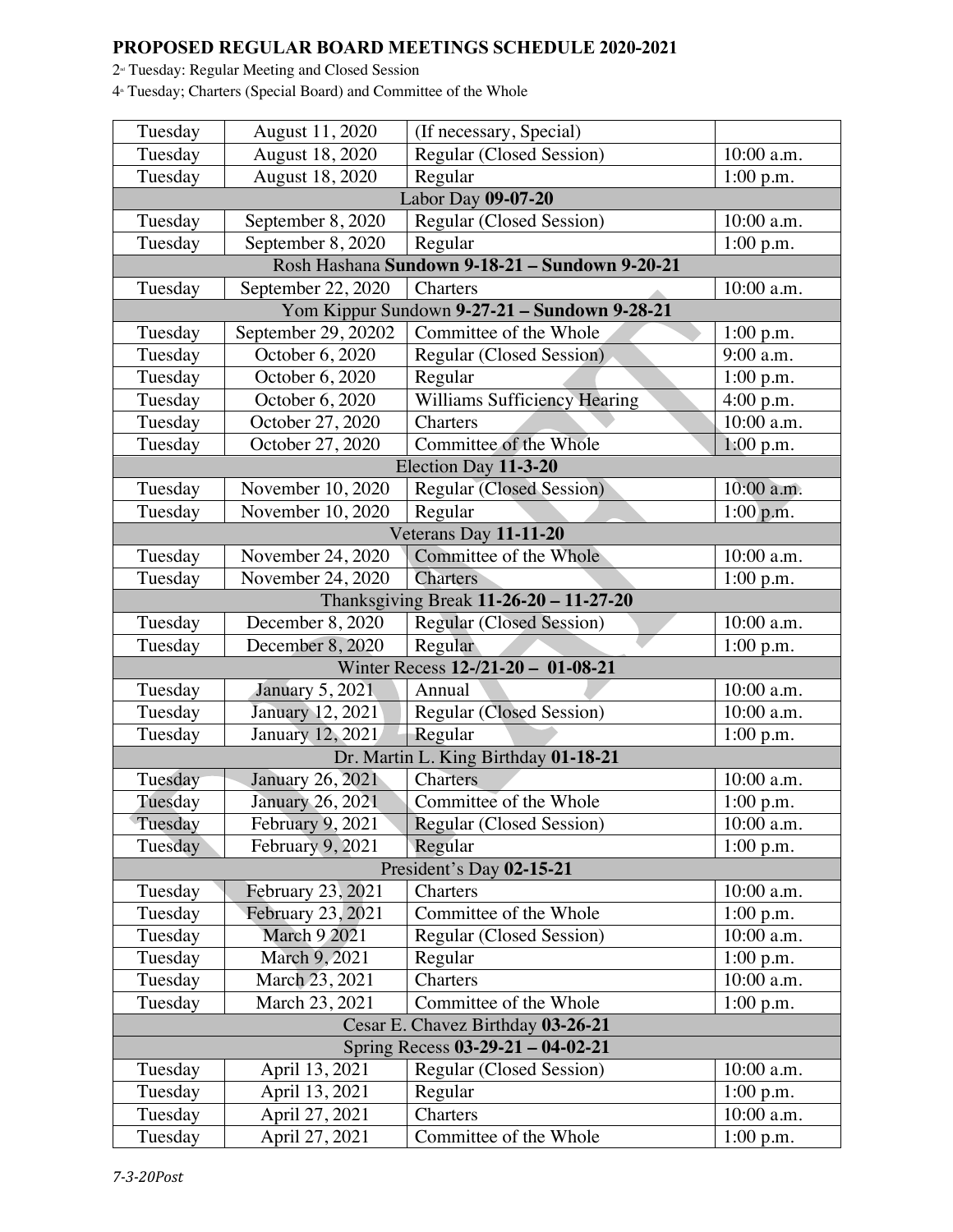# PROPOSED REGULAR BOARD MEETINGS SCHEDULE 2020-2021

2nd Tuesday: Regular Meeting and Closed Session

4th Tuesday; Charters (Special Board) and Committee of the Whole

| | | | |
|---|---|---|---|
| Tuesday | August 11, 2020 | (If necessary, Special) | |
| Tuesday | August 18, 2020 | Regular (Closed Session) | 10:00 a.m. |
| Tuesday | August 18, 2020 | Regular | 1:00 p.m. |
| Labor Day **09-07-20** | | | |
| Tuesday | September 8, 2020 | Regular (Closed Session) | 10:00 a.m. |
| Tuesday | September 8, 2020 | Regular | 1:00 p.m. |
| Rosh Hashana **Sundown 9-18-21 – Sundown 9-20-21** | | | |
| Tuesday | September 22, 2020 | Charters | 10:00 a.m. |
| Yom Kippur Sundown **9-27-21 – Sundown 9-28-21** | | | |
| Tuesday | September 29, 20202 | Committee of the Whole | 1:00 p.m. |
| Tuesday | October 6, 2020 | Regular (Closed Session) | 9:00 a.m. |
| Tuesday | October 6, 2020 | Regular | 1:00 p.m. |
| Tuesday | October 6, 2020 | Williams Sufficiency Hearing | 4:00 p.m. |
| Tuesday | October 27, 2020 | Charters | 10:00 a.m. |
| Tuesday | October 27, 2020 | Committee of the Whole | 1:00 p.m. |
| Election Day **11-3-20** | | | |
| Tuesday | November 10, 2020 | Regular (Closed Session) | 10:00 a.m. |
| Tuesday | November 10, 2020 | Regular | 1:00 p.m. |
| Veterans Day **11-11-20** | | | |
| Tuesday | November 24, 2020 | Committee of the Whole | 10:00 a.m. |
| Tuesday | November 24, 2020 | Charters | 1:00 p.m. |
| Thanksgiving Break **11-26-20 – 11-27-20** | | | |
| Tuesday | December 8, 2020 | Regular (Closed Session) | 10:00 a.m. |
| Tuesday | December 8, 2020 | Regular | 1:00 p.m. |
| Winter Recess **12-/21-20 – 01-08-21** | | | |
| Tuesday | January 5, 2021 | Annual | 10:00 a.m. |
| Tuesday | January 12, 2021 | Regular (Closed Session) | 10:00 a.m. |
| Tuesday | January 12, 2021 | Regular | 1:00 p.m. |
| Dr. Martin L. King Birthday **01-18-21** | | | |
| Tuesday | January 26, 2021 | Charters | 10:00 a.m. |
| Tuesday | January 26, 2021 | Committee of the Whole | 1:00 p.m. |
| Tuesday | February 9, 2021 | Regular (Closed Session) | 10:00 a.m. |
| Tuesday | February 9, 2021 | Regular | 1:00 p.m. |
| President's Day **02-15-21** | | | |
| Tuesday | February 23, 2021 | Charters | 10:00 a.m. |
| Tuesday | February 23, 2021 | Committee of the Whole | 1:00 p.m. |
| Tuesday | March 9 2021 | Regular (Closed Session) | 10:00 a.m. |
| Tuesday | March 9, 2021 | Regular | 1:00 p.m. |
| Tuesday | March 23, 2021 | Charters | 10:00 a.m. |
| Tuesday | March 23, 2021 | Committee of the Whole | 1:00 p.m. |
| Cesar E. Chavez Birthday **03-26-21** | | | |
| Spring Recess **03-29-21 – 04-02-21** | | | |
| Tuesday | April 13, 2021 | Regular (Closed Session) | 10:00 a.m. |
| Tuesday | April 13, 2021 | Regular | 1:00 p.m. |
| Tuesday | April 27, 2021 | Charters | 10:00 a.m. |
| Tuesday | April 27, 2021 | Committee of the Whole | 1:00 p.m. |

*7-3-20Post*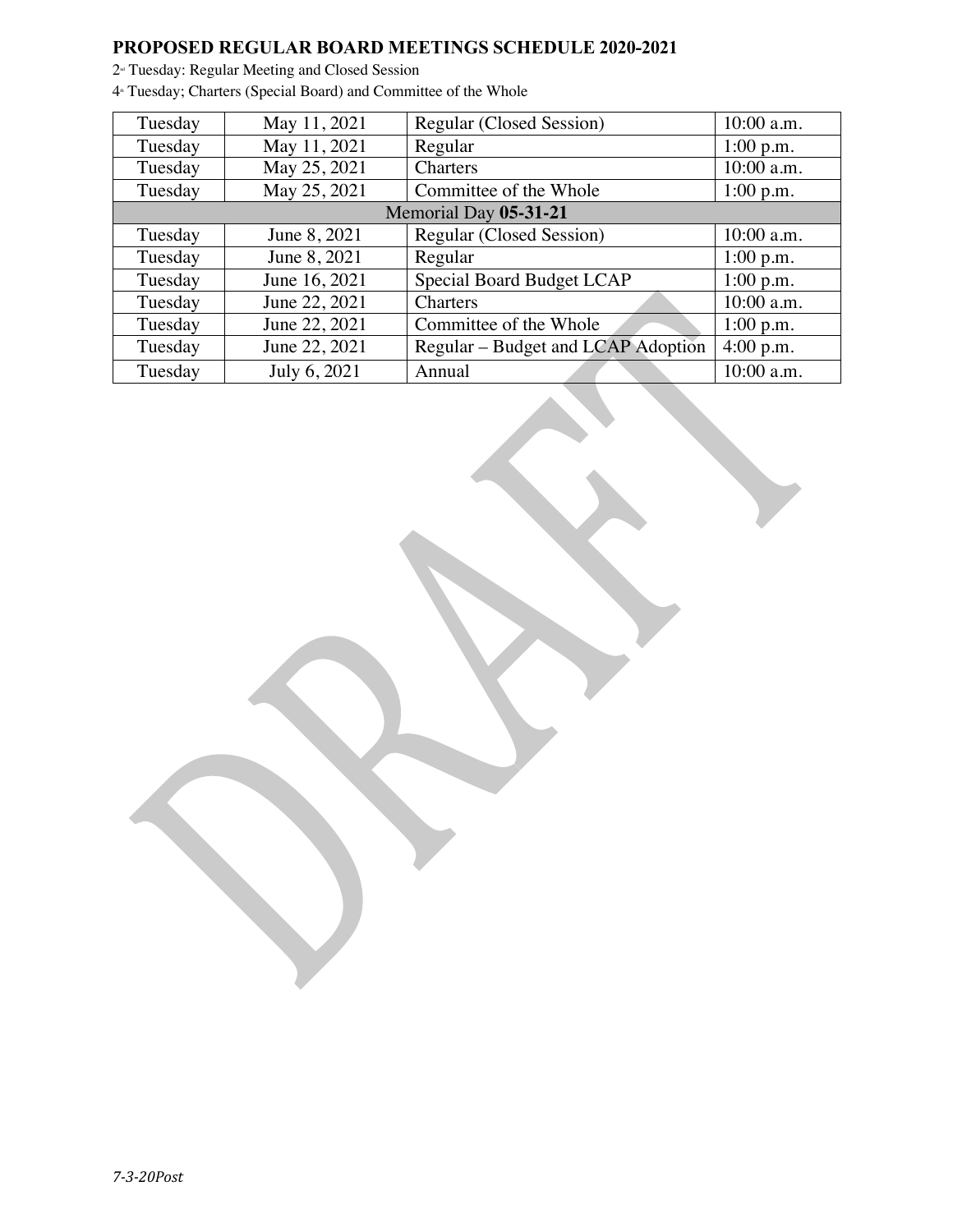**PROPOSED REGULAR BOARD MEETINGS SCHEDULE 2020-2021**

2nd Tuesday: Regular Meeting and Closed Session

4th Tuesday; Charters (Special Board) and Committee of the Whole

| | | | |
|---|---|---|---|
| Tuesday | May 11, 2021 | Regular (Closed Session) | 10:00 a.m. |
| Tuesday | May 11, 2021 | Regular | 1:00 p.m. |
| Tuesday | May 25, 2021 | Charters | 10:00 a.m. |
| Tuesday | May 25, 2021 | Committee of the Whole | 1:00 p.m. |
| Memorial Day **05-31-21** | | | |
| Tuesday | June 8, 2021 | Regular (Closed Session) | 10:00 a.m. |
| Tuesday | June 8, 2021 | Regular | 1:00 p.m. |
| Tuesday | June 16, 2021 | Special Board Budget LCAP | 1:00 p.m. |
| Tuesday | June 22, 2021 | Charters | 10:00 a.m. |
| Tuesday | June 22, 2021 | Committee of the Whole | 1:00 p.m. |
| Tuesday | June 22, 2021 | Regular – Budget and LCAP Adoption | 4:00 p.m. |
| Tuesday | July 6, 2021 | Annual | 10:00 a.m. |

DRAFT

*7-3-20Post*